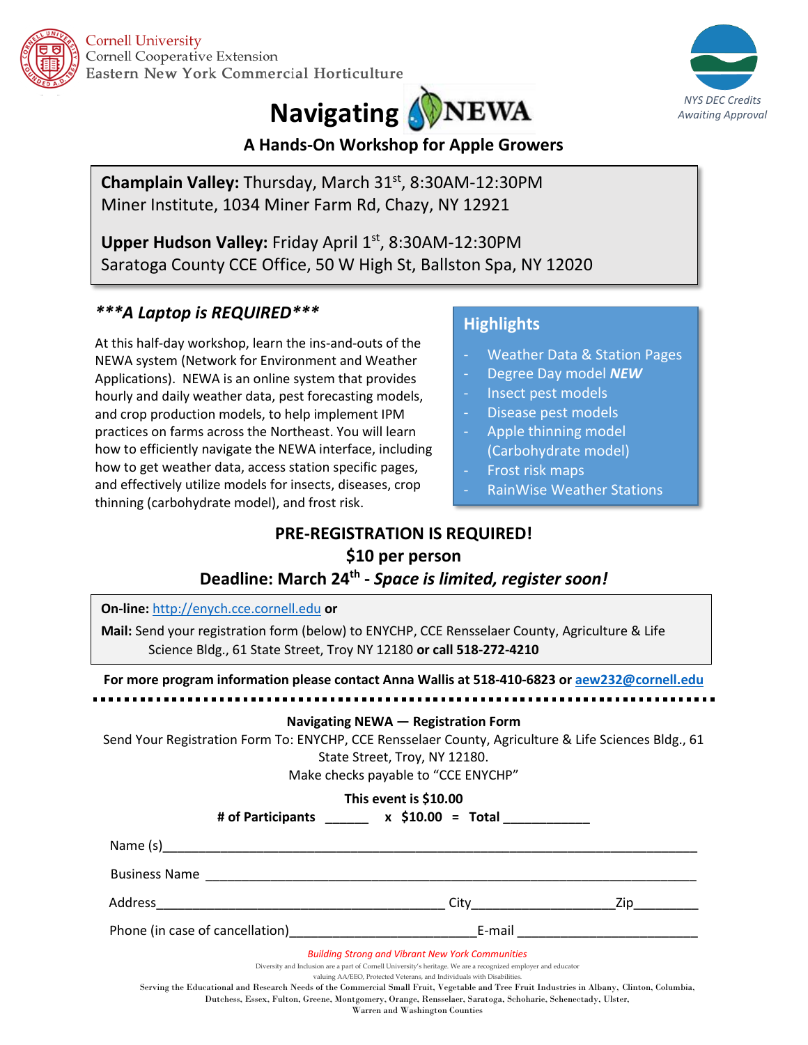Cornell University
Cornell Cooperative Extension
Eastern New York Commercial Horticulture

*NYS DEC Credits Awaiting Approval*

# Navigating NEWA

## A Hands-On Workshop for Apple Growers

**Champlain Valley:** Thursday, March 31st, 8:30AM-12:30PM
Miner Institute, 1034 Miner Farm Rd, Chazy, NY 12921

**Upper Hudson Valley:** Friday April 1st, 8:30AM-12:30PM
Saratoga County CCE Office, 50 W High St, Ballston Spa, NY 12020

### ***\*\*\*A Laptop is REQUIRED\*\*\****

At this half-day workshop, learn the ins-and-outs of the NEWA system (Network for Environment and Weather Applications). NEWA is an online system that provides hourly and daily weather data, pest forecasting models, and crop production models, to help implement IPM practices on farms across the Northeast. You will learn how to efficiently navigate the NEWA interface, including how to get weather data, access station specific pages, and effectively utilize models for insects, diseases, crop thinning (carbohydrate model), and frost risk.

### Highlights

- Weather Data & Station Pages
- Degree Day model ***NEW***
- Insect pest models
- Disease pest models
- Apple thinning model (Carbohydrate model)
- Frost risk maps
- RainWise Weather Stations

**PRE-REGISTRATION IS REQUIRED!**
**$10 per person**
**Deadline: March 24th - *Space is limited, register soon!***

**On-line:** http://enych.cce.cornell.edu **or**

**Mail:** Send your registration form (below) to ENYCHP, CCE Rensselaer County, Agriculture & Life Science Bldg., 61 State Street, Troy NY 12180 **or call 518-272-4210**

**For more program information please contact Anna Wallis at 518-410-6823 or aew232@cornell.edu**

---

**Navigating NEWA — Registration Form**

Send Your Registration Form To: ENYCHP, CCE Rensselaer County, Agriculture & Life Sciences Bldg., 61 State Street, Troy, NY 12180.
Make checks payable to "CCE ENYCHP"

**This event is $10.00**

**# of Participants ______ x $10.00 = Total ____________**

Name (s)________________________________________________________________________

Business Name ___________________________________________________________________

Address_______________________________________ City___________________ Zip_________

Phone (in case of cancellation)_________________________ E-mail _________________________

*Building Strong and Vibrant New York Communities*

Diversity and Inclusion are a part of Cornell University's heritage. We are a recognized employer and educator valuing AA/EEO, Protected Veterans, and Individuals with Disabilities.

Serving the Educational and Research Needs of the Commercial Small Fruit, Vegetable and Tree Fruit Industries in Albany, Clinton, Columbia, Dutchess, Essex, Fulton, Greene, Montgomery, Orange, Rensselaer, Saratoga, Schoharie, Schenectady, Ulster, Warren and Washington Counties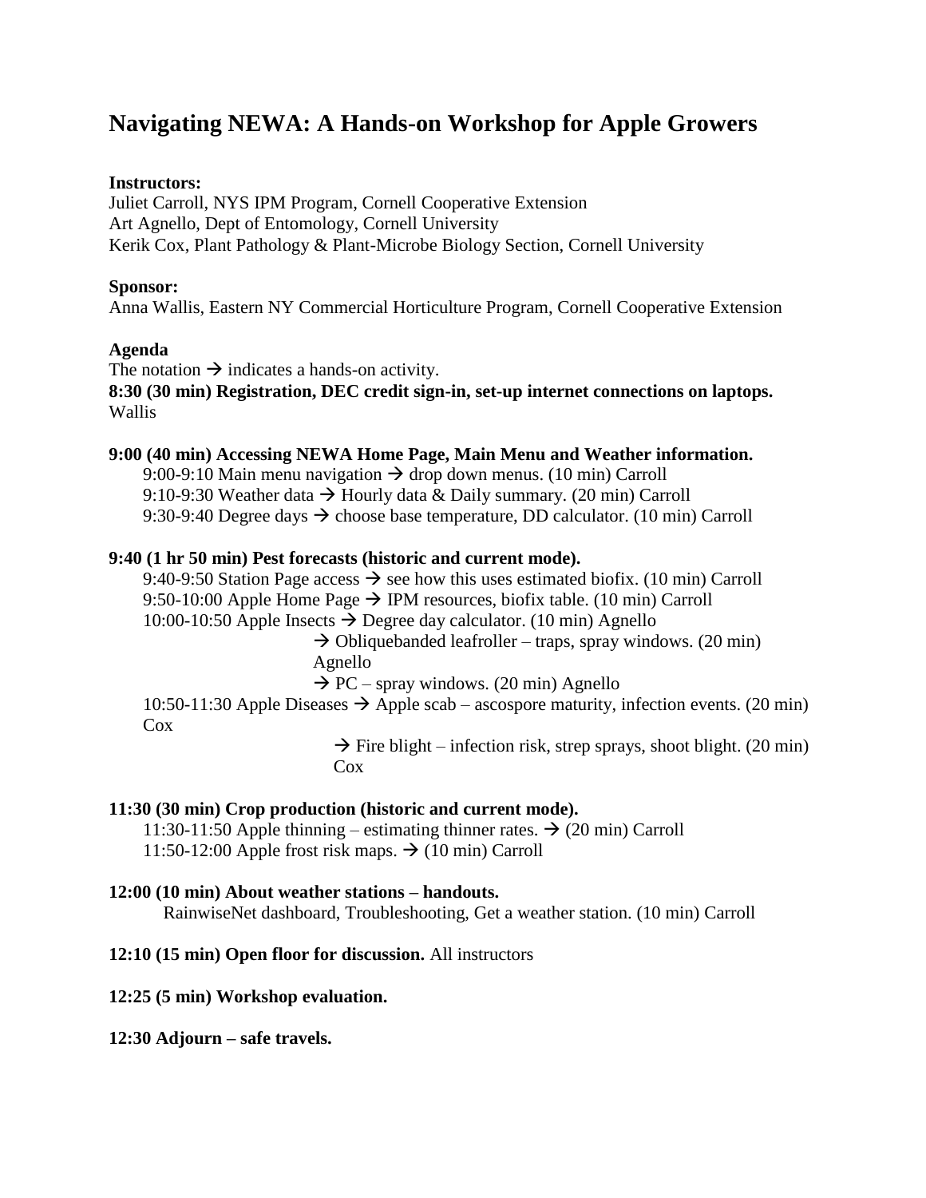# Navigating NEWA: A Hands-on Workshop for Apple Growers

**Instructors:**
Juliet Carroll, NYS IPM Program, Cornell Cooperative Extension
Art Agnello, Dept of Entomology, Cornell University
Kerik Cox, Plant Pathology & Plant-Microbe Biology Section, Cornell University

**Sponsor:**
Anna Wallis, Eastern NY Commercial Horticulture Program, Cornell Cooperative Extension

**Agenda**

The notation → indicates a hands-on activity.

**8:30 (30 min) Registration, DEC credit sign-in, set-up internet connections on laptops.**
Wallis

**9:00 (40 min) Accessing NEWA Home Page, Main Menu and Weather information.**

- 9:00-9:10 Main menu navigation → drop down menus. (10 min) Carroll
- 9:10-9:30 Weather data → Hourly data & Daily summary. (20 min) Carroll
- 9:30-9:40 Degree days → choose base temperature, DD calculator. (10 min) Carroll

**9:40 (1 hr 50 min) Pest forecasts (historic and current mode).**

- 9:40-9:50 Station Page access → see how this uses estimated biofix. (10 min) Carroll
- 9:50-10:00 Apple Home Page → IPM resources, biofix table. (10 min) Carroll
- 10:00-10:50 Apple Insects → Degree day calculator. (10 min) Agnello
  - → Obliquebanded leafroller – traps, spray windows. (20 min) Agnello
  - → PC – spray windows. (20 min) Agnello
- 10:50-11:30 Apple Diseases → Apple scab – ascospore maturity, infection events. (20 min) Cox
  - → Fire blight – infection risk, strep sprays, shoot blight. (20 min) Cox

**11:30 (30 min) Crop production (historic and current mode).**

- 11:30-11:50 Apple thinning – estimating thinner rates. → (20 min) Carroll
- 11:50-12:00 Apple frost risk maps. → (10 min) Carroll

**12:00 (10 min) About weather stations – handouts.**
RainwiseNet dashboard, Troubleshooting, Get a weather station. (10 min) Carroll

**12:10 (15 min) Open floor for discussion.** All instructors

**12:25 (5 min) Workshop evaluation.**

**12:30 Adjourn – safe travels.**